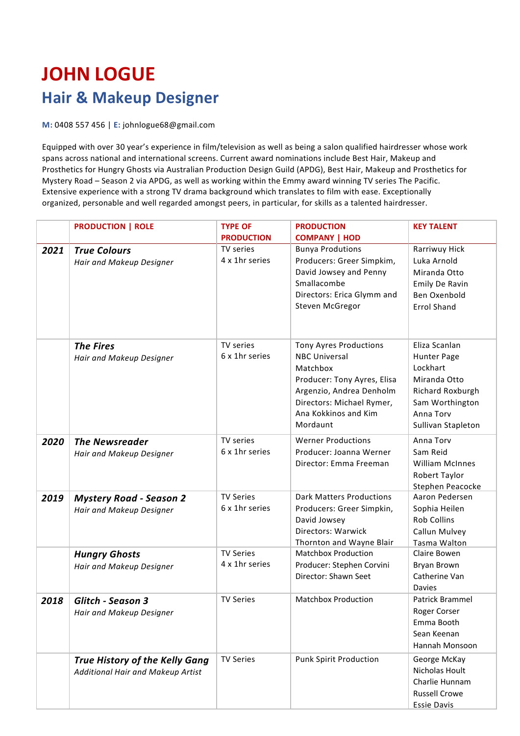# JOHN LOGUE

## Hair & Makeup Designer

**M:** 0408 557 456 | **E:** johnlogue68@gmail.com

Equipped with over 30 year's experience in film/television as well as being a salon qualified hairdresser whose work spans across national and international screens. Current award nominations include Best Hair, Makeup and Prosthetics for Hungry Ghosts via Australian Production Design Guild (APDG), Best Hair, Makeup and Prosthetics for Mystery Road – Season 2 via APDG, as well as working within the Emmy award winning TV series The Pacific. Extensive experience with a strong TV drama background which translates to film with ease. Exceptionally organized, personable and well regarded amongst peers, in particular, for skills as a talented hairdresser.

| | PRODUCTION \| ROLE | TYPE OF PRODUCTION | PRODUCTION COMPANY \| HOD | KEY TALENT |
|---|---|---|---|---|
| ***2021*** | ***True Colours***<br>*Hair and Makeup Designer* | TV series<br>4 x 1hr series | Bunya Produtions<br>Producers: Greer Simpkim, David Jowsey and Penny Smallacombe<br>Directors: Erica Glymm and Steven McGregor | Rarriwuy Hick<br>Luka Arnold<br>Miranda Otto<br>Emily De Ravin<br>Ben Oxenbold<br>Errol Shand |
| | ***The Fires***<br>*Hair and Makeup Designer* | TV series<br>6 x 1hr series | Tony Ayres Productions<br>NBC Universal<br>Matchbox<br>Producer: Tony Ayres, Elisa Argenzio, Andrea Denholm<br>Directors: Michael Rymer, Ana Kokkinos and Kim Mordaunt | Eliza Scanlan<br>Hunter Page Lockhart<br>Miranda Otto<br>Richard Roxburgh<br>Sam Worthington<br>Anna Torv<br>Sullivan Stapleton |
| ***2020*** | ***The Newsreader***<br>*Hair and Makeup Designer* | TV series<br>6 x 1hr series | Werner Productions<br>Producer: Joanna Werner<br>Director: Emma Freeman | Anna Torv<br>Sam Reid<br>William McInnes<br>Robert Taylor<br>Stephen Peacocke |
| ***2019*** | ***Mystery Road - Season 2***<br>*Hair and Makeup Designer* | TV Series<br>6 x 1hr series | Dark Matters Productions<br>Producers: Greer Simpkin, David Jowsey<br>Directors: Warwick Thornton and Wayne Blair | Aaron Pedersen<br>Sophia Heilen<br>Rob Collins<br>Callun Mulvey<br>Tasma Walton |
| | ***Hungry Ghosts***<br>*Hair and Makeup Designer* | TV Series<br>4 x 1hr series | Matchbox Production<br>Producer: Stephen Corvini<br>Director: Shawn Seet | Claire Bowen<br>Bryan Brown<br>Catherine Van Davies |
| ***2018*** | ***Glitch - Season 3***<br>*Hair and Makeup Designer* | TV Series | Matchbox Production | Patrick Brammel<br>Roger Corser<br>Emma Booth<br>Sean Keenan<br>Hannah Monsoon |
| | ***True History of the Kelly Gang***<br>*Additional Hair and Makeup Artist* | TV Series | Punk Spirit Production | George McKay<br>Nicholas Hoult<br>Charlie Hunnam<br>Russell Crowe<br>Essie Davis |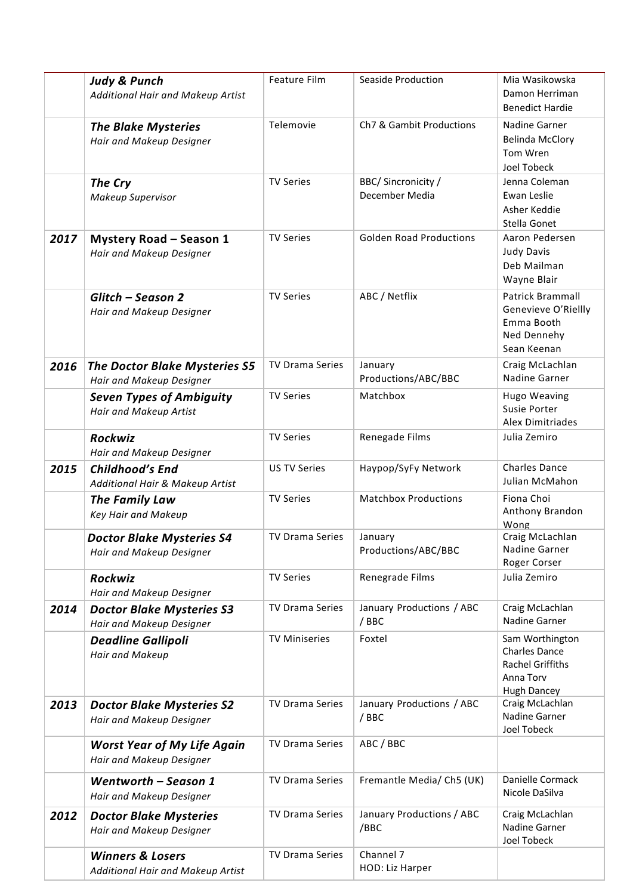| | | | | |
|---|---|---|---|---|
| | ***Judy & Punch***<br>*Additional Hair and Makeup Artist* | Feature Film | Seaside Production | Mia Wasikowska<br>Damon Herriman<br>Benedict Hardie |
| | ***The Blake Mysteries***<br>*Hair and Makeup Designer* | Telemovie | Ch7 & Gambit Productions | Nadine Garner<br>Belinda McClory<br>Tom Wren<br>Joel Tobeck |
| | ***The Cry***<br>*Makeup Supervisor* | TV Series | BBC/ Sincronicity / December Media | Jenna Coleman<br>Ewan Leslie<br>Asher Keddie<br>Stella Gonet |
| ***2017*** | **Mystery Road – Season 1**<br>*Hair and Makeup Designer* | TV Series | Golden Road Productions | Aaron Pedersen<br>Judy Davis<br>Deb Mailman<br>Wayne Blair |
| | ***Glitch – Season 2***<br>*Hair and Makeup Designer* | TV Series | ABC / Netflix | Patrick Brammall<br>Genevieve O'Riellly<br>Emma Booth<br>Ned Dennehy<br>Sean Keenan |
| ***2016*** | ***The Doctor Blake Mysteries S5***<br>*Hair and Makeup Designer* | TV Drama Series | January Productions/ABC/BBC | Craig McLachlan<br>Nadine Garner |
| | ***Seven Types of Ambiguity***<br>*Hair and Makeup Artist* | TV Series | Matchbox | Hugo Weaving<br>Susie Porter<br>Alex Dimitriades |
| | ***Rockwiz***<br>*Hair and Makeup Designer* | TV Series | Renegade Films | Julia Zemiro |
| ***2015*** | ***Childhood's End***<br>*Additional Hair & Makeup Artist* | US TV Series | Haypop/SyFy Network | Charles Dance<br>Julian McMahon |
| | ***The Family Law***<br>*Key Hair and Makeup* | TV Series | Matchbox Productions | Fiona Choi<br>Anthony Brandon Wong |
| | ***Doctor Blake Mysteries S4***<br>*Hair and Makeup Designer* | TV Drama Series | January Productions/ABC/BBC | Craig McLachlan<br>Nadine Garner<br>Roger Corser |
| | ***Rockwiz***<br>*Hair and Makeup Designer* | TV Series | Renegrade Films | Julia Zemiro |
| ***2014*** | ***Doctor Blake Mysteries S3***<br>*Hair and Makeup Designer* | TV Drama Series | January Productions / ABC / BBC | Craig McLachlan<br>Nadine Garner |
| | ***Deadline Gallipoli***<br>*Hair and Makeup* | TV Miniseries | Foxtel | Sam Worthington<br>Charles Dance<br>Rachel Griffiths<br>Anna Torv<br>Hugh Dancey |
| ***2013*** | ***Doctor Blake Mysteries S2***<br>*Hair and Makeup Designer* | TV Drama Series | January Productions / ABC / BBC | Craig McLachlan<br>Nadine Garner<br>Joel Tobeck |
| | ***Worst Year of My Life Again***<br>*Hair and Makeup Designer* | TV Drama Series | ABC / BBC | |
| | ***Wentworth – Season 1***<br>*Hair and Makeup Designer* | TV Drama Series | Fremantle Media/ Ch5 (UK) | Danielle Cormack<br>Nicole DaSilva |
| ***2012*** | ***Doctor Blake Mysteries***<br>*Hair and Makeup Designer* | TV Drama Series | January Productions / ABC /BBC | Craig McLachlan<br>Nadine Garner<br>Joel Tobeck |
| | ***Winners & Losers***<br>*Additional Hair and Makeup Artist* | TV Drama Series | Channel 7<br>HOD: Liz Harper | |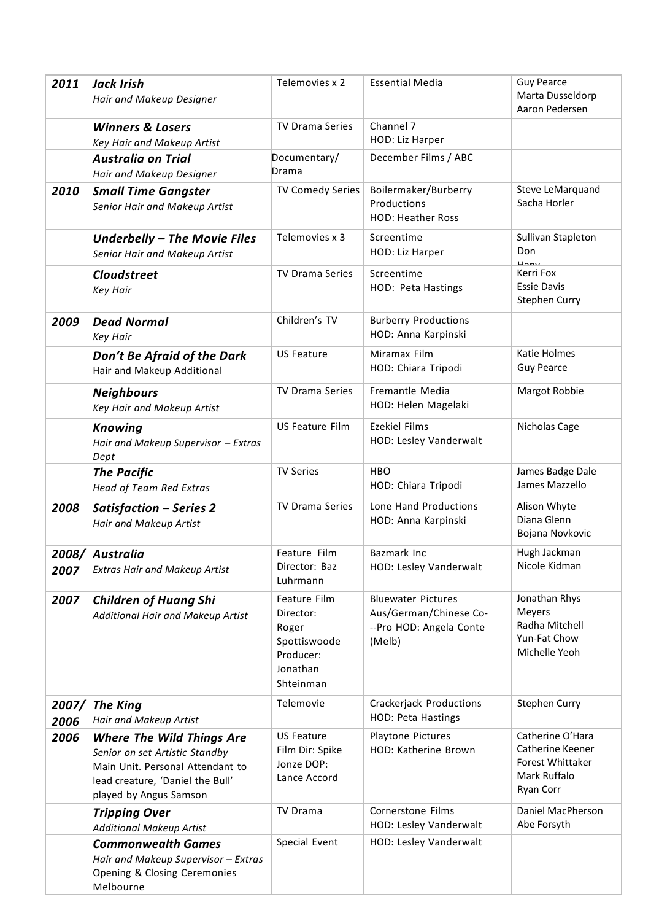| | | | | |
|---|---|---|---|---|
| **2011** | ***Jack Irish***<br>*Hair and Makeup Designer* | Telemovies x 2 | Essential Media | Guy Pearce<br>Marta Dusseldorp<br>Aaron Pedersen |
| | ***Winners & Losers***<br>*Key Hair and Makeup Artist* | TV Drama Series | Channel 7<br>HOD: Liz Harper | |
| | ***Australia on Trial***<br>*Hair and Makeup Designer* | Documentary/ Drama | December Films / ABC | |
| **2010** | ***Small Time Gangster***<br>*Senior Hair and Makeup Artist* | TV Comedy Series | Boilermaker/Burberry Productions<br>HOD: Heather Ross | Steve LeMarquand<br>Sacha Horler |
| | ***Underbelly – The Movie Files***<br>*Senior Hair and Makeup Artist* | Telemovies x 3 | Screentime<br>HOD: Liz Harper | Sullivan Stapleton<br>Don<br>Hany |
| | ***Cloudstreet***<br>*Key Hair* | TV Drama Series | Screentime<br>HOD: Peta Hastings | Kerri Fox<br>Essie Davis<br>Stephen Curry |
| **2009** | ***Dead Normal***<br>*Key Hair* | Children's TV | Burberry Productions<br>HOD: Anna Karpinski | |
| | ***Don't Be Afraid of the Dark***<br>Hair and Makeup Additional | US Feature | Miramax Film<br>HOD: Chiara Tripodi | Katie Holmes<br>Guy Pearce |
| | ***Neighbours***<br>*Key Hair and Makeup Artist* | TV Drama Series | Fremantle Media<br>HOD: Helen Magelaki | Margot Robbie |
| | ***Knowing***<br>*Hair and Makeup Supervisor – Extras Dept* | US Feature Film | Ezekiel Films<br>HOD: Lesley Vanderwalt | Nicholas Cage |
| | ***The Pacific***<br>*Head of Team Red Extras* | TV Series | HBO<br>HOD: Chiara Tripodi | James Badge Dale<br>James Mazzello |
| **2008** | ***Satisfaction – Series 2***<br>*Hair and Makeup Artist* | TV Drama Series | Lone Hand Productions<br>HOD: Anna Karpinski | Alison Whyte<br>Diana Glenn<br>Bojana Novkovic |
| **2008/ 2007** | ***Australia***<br>*Extras Hair and Makeup Artist* | Feature Film<br>Director: Baz Luhrmann | Bazmark Inc<br>HOD: Lesley Vanderwalt | Hugh Jackman<br>Nicole Kidman |
| **2007** | ***Children of Huang Shi***<br>*Additional Hair and Makeup Artist* | Feature Film<br>Director: Roger Spottiswoode<br>Producer: Jonathan Shteinman | Bluewater Pictures<br>Aus/German/Chinese Co--Pro HOD: Angela Conte (Melb) | Jonathan Rhys Meyers<br>Radha Mitchell<br>Yun-Fat Chow<br>Michelle Yeoh |
| **2007/ 2006** | ***The King***<br>*Hair and Makeup Artist* | Telemovie | Crackerjack Productions<br>HOD: Peta Hastings | Stephen Curry |
| **2006** | ***Where The Wild Things Are***<br>*Senior on set Artistic Standby*<br>Main Unit. Personal Attendant to lead creature, 'Daniel the Bull' played by Angus Samson | US Feature Film Dir: Spike Jonze DOP: Lance Accord | Playtone Pictures<br>HOD: Katherine Brown | Catherine O'Hara<br>Catherine Keener<br>Forest Whittaker<br>Mark Ruffalo<br>Ryan Corr |
| | ***Tripping Over***<br>*Additional Makeup Artist* | TV Drama | Cornerstone Films<br>HOD: Lesley Vanderwalt | Daniel MacPherson<br>Abe Forsyth |
| | ***Commonwealth Games***<br>*Hair and Makeup Supervisor – Extras*<br>Opening & Closing Ceremonies Melbourne | Special Event | HOD: Lesley Vanderwalt | |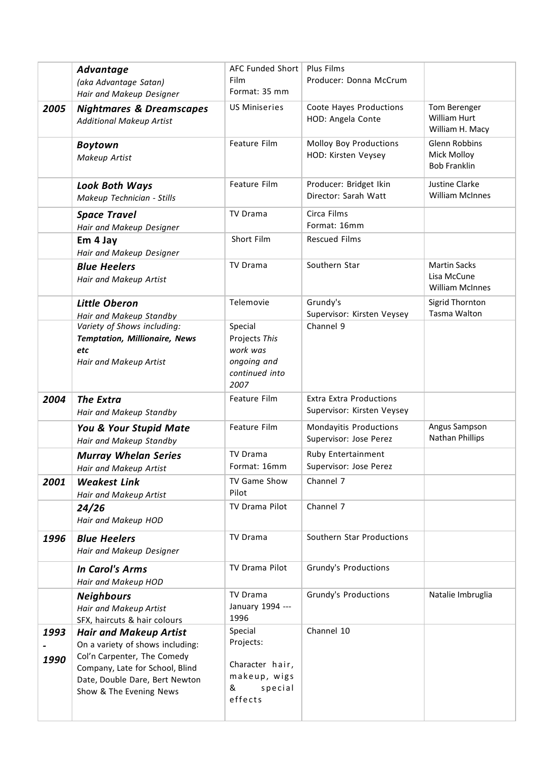| | | | | |
|---|---|---|---|---|
| | ***Advantage*** *(aka Advantage Satan)* *Hair and Makeup Designer* | AFC Funded Short Film Format: 35 mm | Plus Films Producer: Donna McCrum | |
| **2005** | ***Nightmares & Dreamscapes*** *Additional Makeup Artist* | US Miniseries | Coote Hayes Productions HOD: Angela Conte | Tom Berenger William Hurt William H. Macy |
| | ***Boytown*** *Makeup Artist* | Feature Film | Molloy Boy Productions HOD: Kirsten Veysey | Glenn Robbins Mick Molloy Bob Franklin |
| | ***Look Both Ways*** *Makeup Technician - Stills* | Feature Film | Producer: Bridget Ikin Director: Sarah Watt | Justine Clarke William McInnes |
| | ***Space Travel*** *Hair and Makeup Designer* | TV Drama | Circa Films Format: 16mm | |
| | **Em 4 Jay** *Hair and Makeup Designer* | Short Film | Rescued Films | |
| | ***Blue Heelers*** *Hair and Makeup Artist* | TV Drama | Southern Star | Martin Sacks Lisa McCune William McInnes |
| | ***Little Oberon*** *Hair and Makeup Standby* | Telemovie | Grundy's Supervisor: Kirsten Veysey | Sigrid Thornton Tasma Walton |
| | *Variety of Shows including:* ***Temptation, Millionaire, News etc*** *Hair and Makeup Artist* | Special Projects *This work was ongoing and continued into 2007* | Channel 9 | |
| **2004** | ***The Extra*** *Hair and Makeup Standby* | Feature Film | Extra Extra Productions Supervisor: Kirsten Veysey | |
| | ***You & Your Stupid Mate*** *Hair and Makeup Standby* | Feature Film | Mondayitis Productions Supervisor: Jose Perez | Angus Sampson Nathan Phillips |
| | ***Murray Whelan Series*** *Hair and Makeup Artist* | TV Drama Format: 16mm | Ruby Entertainment Supervisor: Jose Perez | |
| **2001** | ***Weakest Link*** *Hair and Makeup Artist* | TV Game Show Pilot | Channel 7 | |
| | ***24/26*** *Hair and Makeup HOD* | TV Drama Pilot | Channel 7 | |
| **1996** | ***Blue Heelers*** *Hair and Makeup Designer* | TV Drama | Southern Star Productions | |
| | ***In Carol's Arms*** *Hair and Makeup HOD* | TV Drama Pilot | Grundy's Productions | |
| | ***Neighbours*** *Hair and Makeup Artist* SFX, haircuts & hair colours | TV Drama January 1994 --- 1996 | Grundy's Productions | Natalie Imbruglia |
| **1993 - 1990** | ***Hair and Makeup Artist*** On a variety of shows including: Col'n Carpenter, The Comedy Company, Late for School, Blind Date, Double Dare, Bert Newton Show & The Evening News | Special Projects: Character hair, makeup, wigs & special effects | Channel 10 | |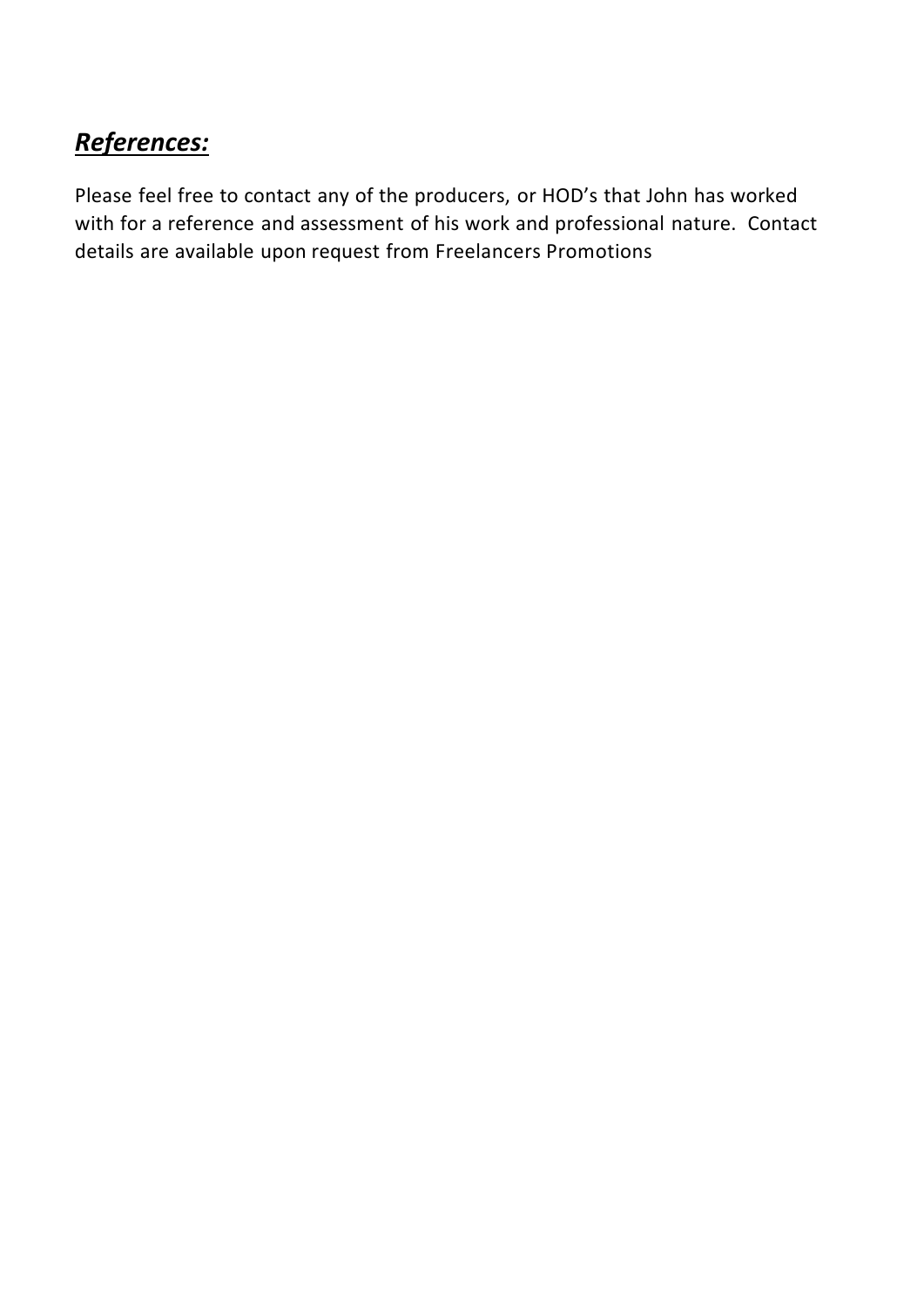## ***References:***

Please feel free to contact any of the producers, or HOD's that John has worked with for a reference and assessment of his work and professional nature. Contact details are available upon request from Freelancers Promotions